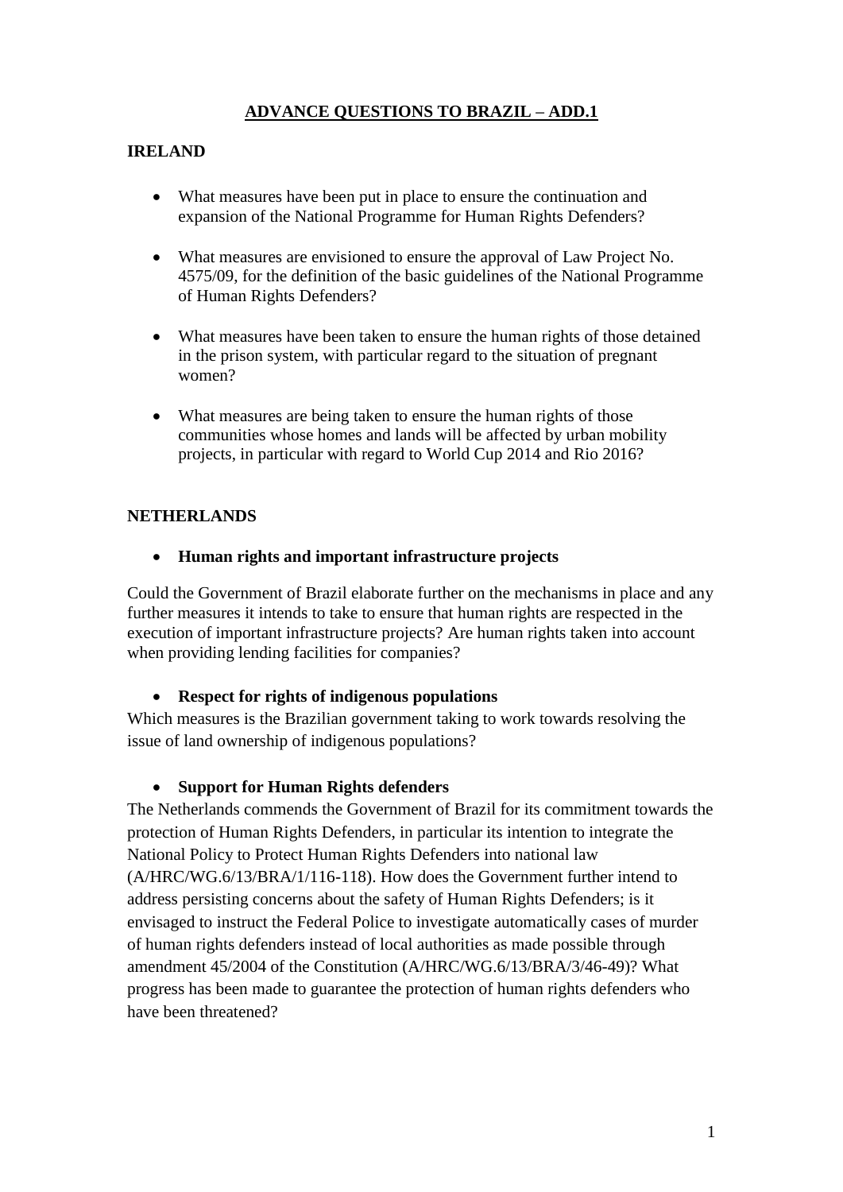# ADVANCE QUESTIONS TO BRAZIL – ADD.1

## IRELAND

- What measures have been put in place to ensure the continuation and expansion of the National Programme for Human Rights Defenders?
- What measures are envisioned to ensure the approval of Law Project No. 4575/09, for the definition of the basic guidelines of the National Programme of Human Rights Defenders?
- What measures have been taken to ensure the human rights of those detained in the prison system, with particular regard to the situation of pregnant women?
- What measures are being taken to ensure the human rights of those communities whose homes and lands will be affected by urban mobility projects, in particular with regard to World Cup 2014 and Rio 2016?

## NETHERLANDS

- **Human rights and important infrastructure projects**

Could the Government of Brazil elaborate further on the mechanisms in place and any further measures it intends to take to ensure that human rights are respected in the execution of important infrastructure projects? Are human rights taken into account when providing lending facilities for companies?

- **Respect for rights of indigenous populations**

Which measures is the Brazilian government taking to work towards resolving the issue of land ownership of indigenous populations?

- **Support for Human Rights defenders**

The Netherlands commends the Government of Brazil for its commitment towards the protection of Human Rights Defenders, in particular its intention to integrate the National Policy to Protect Human Rights Defenders into national law (A/HRC/WG.6/13/BRA/1/116-118). How does the Government further intend to address persisting concerns about the safety of Human Rights Defenders; is it envisaged to instruct the Federal Police to investigate automatically cases of murder of human rights defenders instead of local authorities as made possible through amendment 45/2004 of the Constitution (A/HRC/WG.6/13/BRA/3/46-49)? What progress has been made to guarantee the protection of human rights defenders who have been threatened?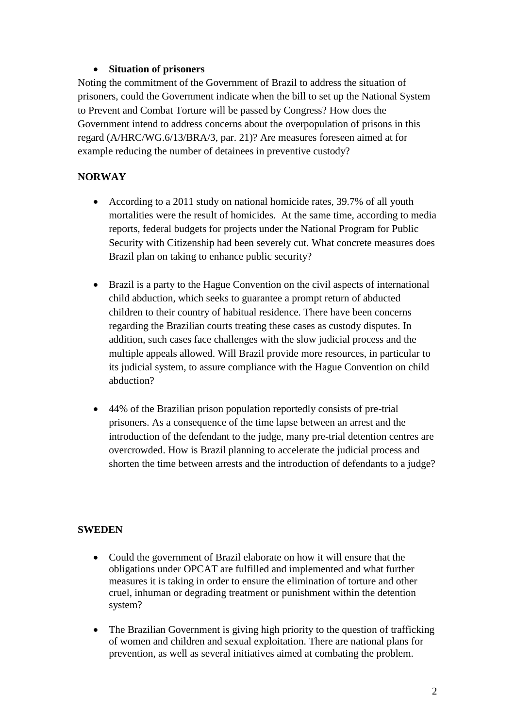- **Situation of prisoners**

Noting the commitment of the Government of Brazil to address the situation of prisoners, could the Government indicate when the bill to set up the National System to Prevent and Combat Torture will be passed by Congress? How does the Government intend to address concerns about the overpopulation of prisons in this regard (A/HRC/WG.6/13/BRA/3, par. 21)? Are measures foreseen aimed at for example reducing the number of detainees in preventive custody?

**NORWAY**

- According to a 2011 study on national homicide rates, 39.7% of all youth mortalities were the result of homicides. At the same time, according to media reports, federal budgets for projects under the National Program for Public Security with Citizenship had been severely cut. What concrete measures does Brazil plan on taking to enhance public security?

- Brazil is a party to the Hague Convention on the civil aspects of international child abduction, which seeks to guarantee a prompt return of abducted children to their country of habitual residence. There have been concerns regarding the Brazilian courts treating these cases as custody disputes. In addition, such cases face challenges with the slow judicial process and the multiple appeals allowed. Will Brazil provide more resources, in particular to its judicial system, to assure compliance with the Hague Convention on child abduction?

- 44% of the Brazilian prison population reportedly consists of pre-trial prisoners. As a consequence of the time lapse between an arrest and the introduction of the defendant to the judge, many pre-trial detention centres are overcrowded. How is Brazil planning to accelerate the judicial process and shorten the time between arrests and the introduction of defendants to a judge?

**SWEDEN**

- Could the government of Brazil elaborate on how it will ensure that the obligations under OPCAT are fulfilled and implemented and what further measures it is taking in order to ensure the elimination of torture and other cruel, inhuman or degrading treatment or punishment within the detention system?

- The Brazilian Government is giving high priority to the question of trafficking of women and children and sexual exploitation. There are national plans for prevention, as well as several initiatives aimed at combating the problem.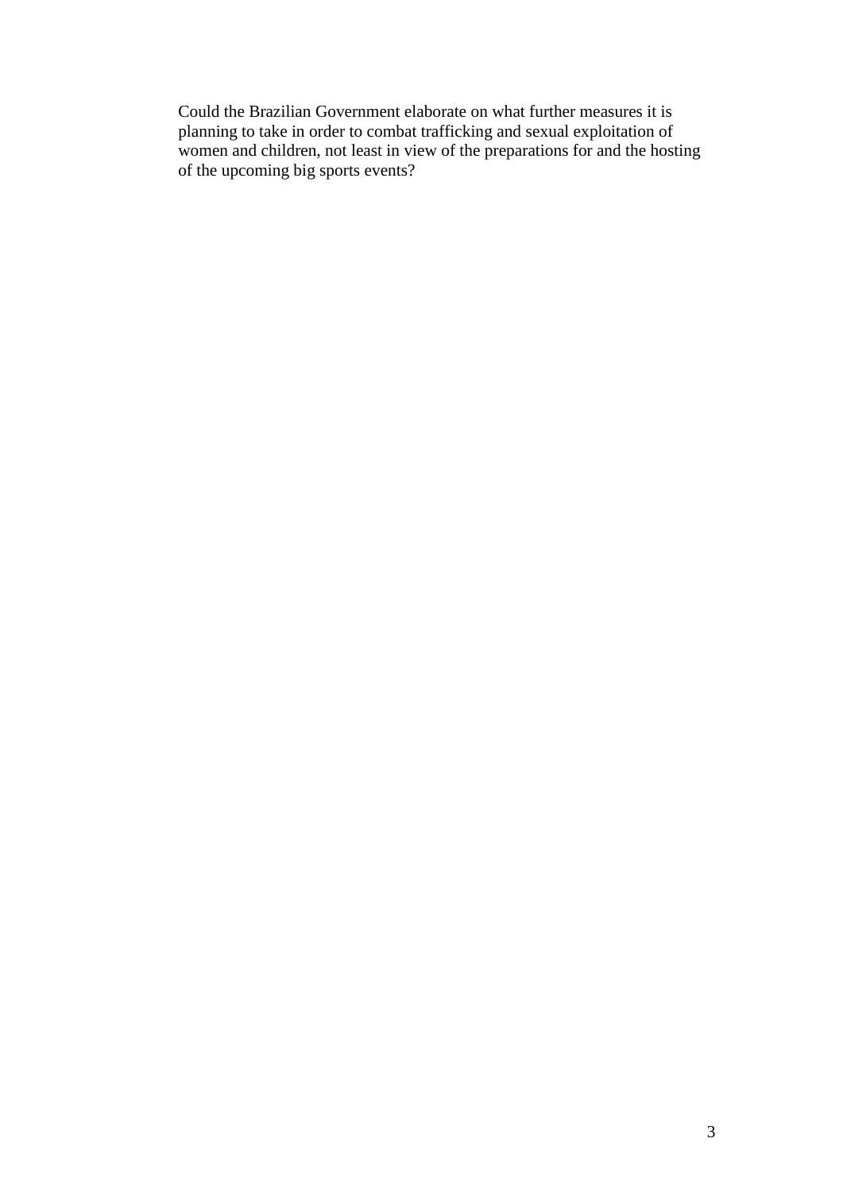Could the Brazilian Government elaborate on what further measures it is planning to take in order to combat trafficking and sexual exploitation of women and children, not least in view of the preparations for and the hosting of the upcoming big sports events?